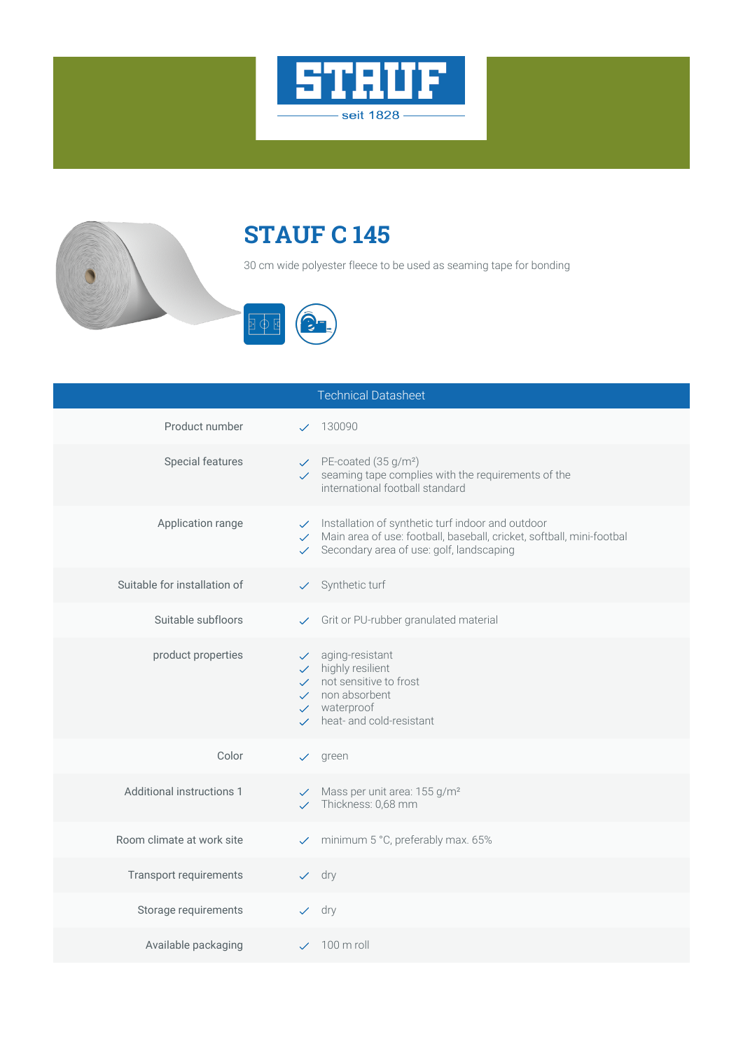# STAUF C 145

30 cm wide polyester fleece to be used as seaming tape for bonding

| Technical Datasheet | |
|---|---|
| Product number | ✓ 130090 |
| Special features | ✓ PE-coated (35 g/m²)<br>✓ seaming tape complies with the requirements of the international football standard |
| Application range | ✓ Installation of synthetic turf indoor and outdoor<br>✓ Main area of use: football, baseball, cricket, softball, mini-footbal<br>✓ Secondary area of use: golf, landscaping |
| Suitable for installation of | ✓ Synthetic turf |
| Suitable subfloors | ✓ Grit or PU-rubber granulated material |
| product properties | ✓ aging-resistant<br>✓ highly resilient<br>✓ not sensitive to frost<br>✓ non absorbent<br>✓ waterproof<br>✓ heat- and cold-resistant |
| Color | ✓ green |
| Additional instructions 1 | ✓ Mass per unit area: 155 g/m²<br>✓ Thickness: 0,68 mm |
| Room climate at work site | ✓ minimum 5 °C, preferably max. 65% |
| Transport requirements | ✓ dry |
| Storage requirements | ✓ dry |
| Available packaging | ✓ 100 m roll |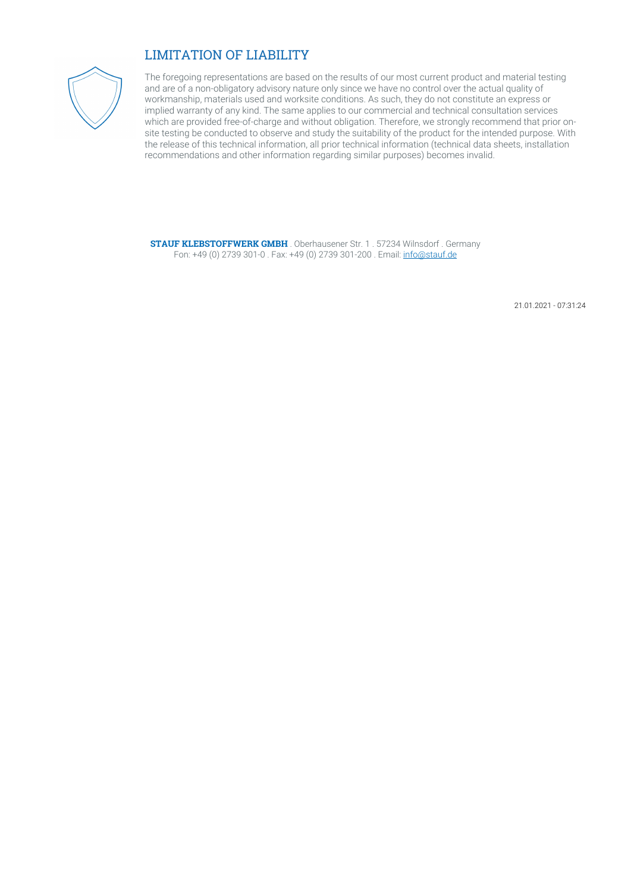## LIMITATION OF LIABILITY

The foregoing representations are based on the results of our most current product and material testing and are of a non-obligatory advisory nature only since we have no control over the actual quality of workmanship, materials used and worksite conditions. As such, they do not constitute an express or implied warranty of any kind. The same applies to our commercial and technical consultation services which are provided free-of-charge and without obligation. Therefore, we strongly recommend that prior on-site testing be conducted to observe and study the suitability of the product for the intended purpose. With the release of this technical information, all prior technical information (technical data sheets, installation recommendations and other information regarding similar purposes) becomes invalid.

**STAUF KLEBSTOFFWERK GMBH** . Oberhausener Str. 1 . 57234 Wilnsdorf . Germany
Fon: +49 (0) 2739 301-0 . Fax: +49 (0) 2739 301-200 . Email: info@stauf.de

21.01.2021 - 07:31:24